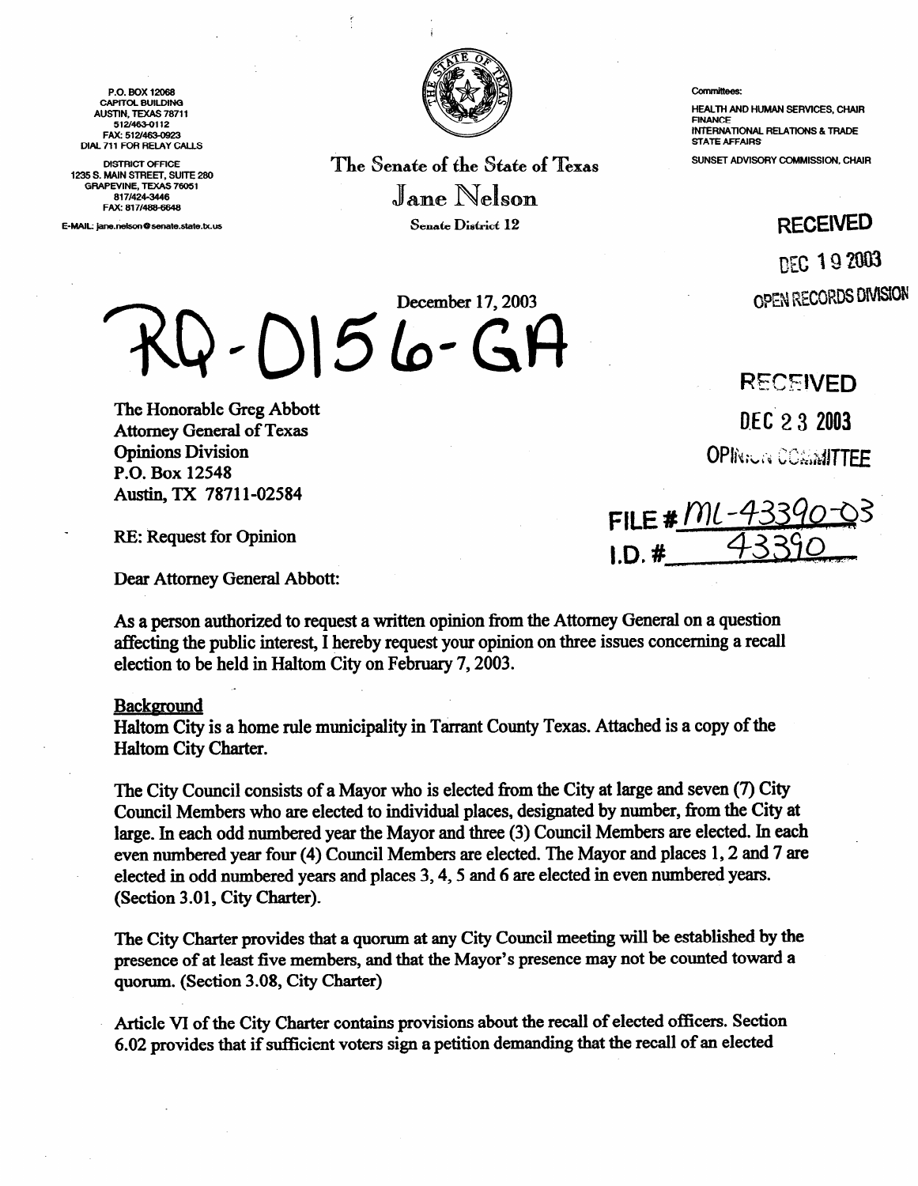P.O. BOX 12068
CAPITOL BUILDING
AUSTIN, TEXAS 78711
512/463-0112
FAX: 512/463-0923
DIAL 711 FOR RELAY CALLS

DISTRICT OFFICE
1235 S. MAIN STREET, SUITE 280
GRAPEVINE, TEXAS 76051
817/424-3446
FAX: 817/488-6648

E-MAIL: jane.nelson@senate.state.tx.us

The Senate of the State of Texas

Jane Nelson

Senate District 12

Committees:

HEALTH AND HUMAN SERVICES, CHAIR
FINANCE
INTERNATIONAL RELATIONS & TRADE
STATE AFFAIRS

SUNSET ADVISORY COMMISSION, CHAIR

RECEIVED
DEC 19 2003
OPEN RECORDS DIVISION

RQ-0156-GA

December 17, 2003

RECEIVED
DEC 23 2003
OPINION COMMITTEE

FILE # ML-43390-03
I.D. # 43390

The Honorable Greg Abbott
Attorney General of Texas
Opinions Division
P.O. Box 12548
Austin, TX 78711-02584

RE: Request for Opinion

Dear Attorney General Abbott:

As a person authorized to request a written opinion from the Attorney General on a question affecting the public interest, I hereby request your opinion on three issues concerning a recall election to be held in Haltom City on February 7, 2003.

## Background

Haltom City is a home rule municipality in Tarrant County Texas. Attached is a copy of the Haltom City Charter.

The City Council consists of a Mayor who is elected from the City at large and seven (7) City Council Members who are elected to individual places, designated by number, from the City at large. In each odd numbered year the Mayor and three (3) Council Members are elected. In each even numbered year four (4) Council Members are elected. The Mayor and places 1, 2 and 7 are elected in odd numbered years and places 3, 4, 5 and 6 are elected in even numbered years. (Section 3.01, City Charter).

The City Charter provides that a quorum at any City Council meeting will be established by the presence of at least five members, and that the Mayor's presence may not be counted toward a quorum. (Section 3.08, City Charter)

Article VI of the City Charter contains provisions about the recall of elected officers. Section 6.02 provides that if sufficient voters sign a petition demanding that the recall of an elected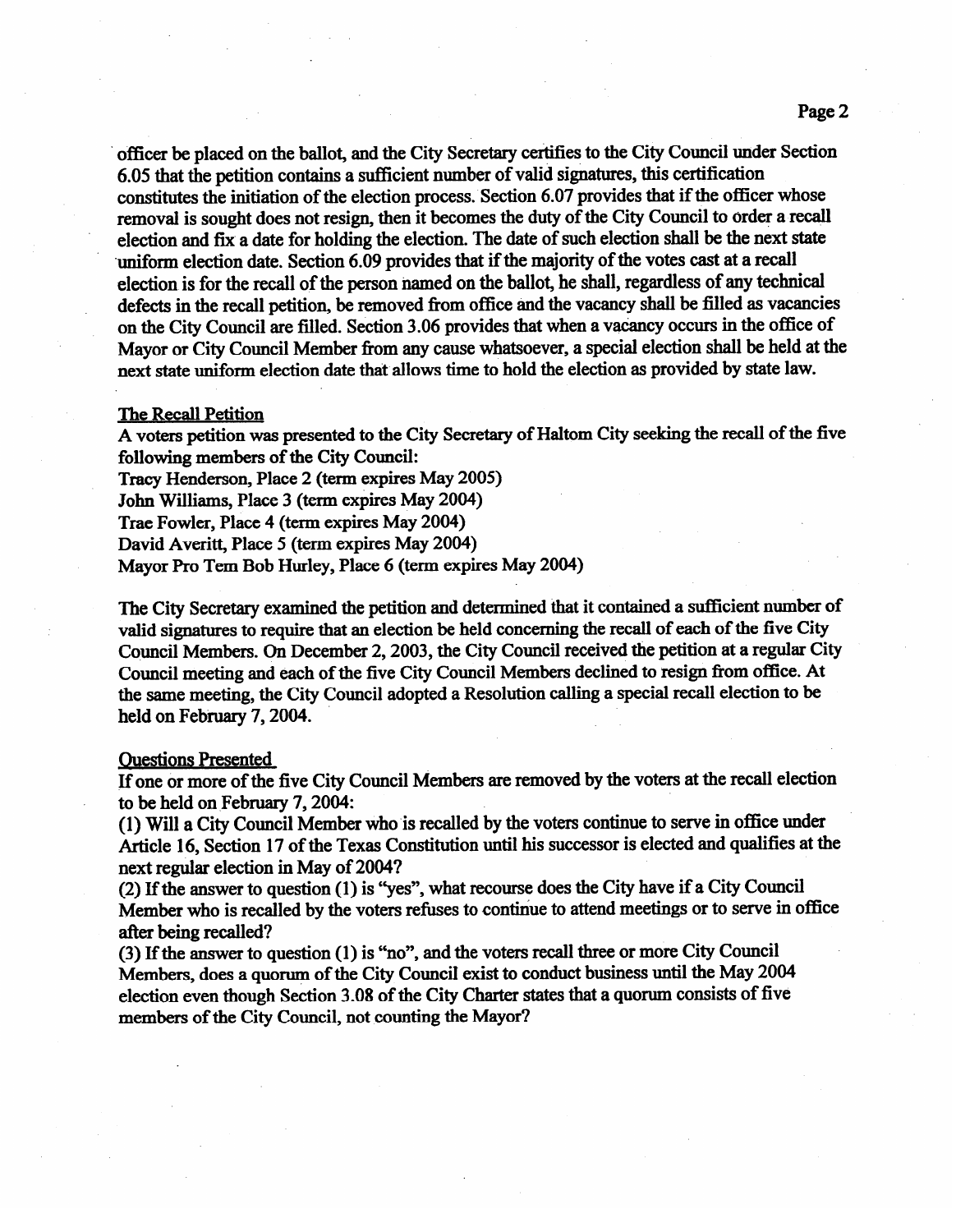officer be placed on the ballot, and the City Secretary certifies to the City Council under Section 6.05 that the petition contains a sufficient number of valid signatures, this certification constitutes the initiation of the election process. Section 6.07 provides that if the officer whose removal is sought does not resign, then it becomes the duty of the City Council to order a recall election and fix a date for holding the election. The date of such election shall be the next state uniform election date. Section 6.09 provides that if the majority of the votes cast at a recall election is for the recall of the person named on the ballot, he shall, regardless of any technical defects in the recall petition, be removed from office and the vacancy shall be filled as vacancies on the City Council are filled. Section 3.06 provides that when a vacancy occurs in the office of Mayor or City Council Member from any cause whatsoever, a special election shall be held at the next state uniform election date that allows time to hold the election as provided by state law.

## The Recall Petition

A voters petition was presented to the City Secretary of Haltom City seeking the recall of the five following members of the City Council:

Tracy Henderson, Place 2 (term expires May 2005)
John Williams, Place 3 (term expires May 2004)
Trae Fowler, Place 4 (term expires May 2004)
David Averitt, Place 5 (term expires May 2004)
Mayor Pro Tem Bob Hurley, Place 6 (term expires May 2004)

The City Secretary examined the petition and determined that it contained a sufficient number of valid signatures to require that an election be held concerning the recall of each of the five City Council Members. On December 2, 2003, the City Council received the petition at a regular City Council meeting and each of the five City Council Members declined to resign from office. At the same meeting, the City Council adopted a Resolution calling a special recall election to be held on February 7, 2004.

## Questions Presented

If one or more of the five City Council Members are removed by the voters at the recall election to be held on February 7, 2004:

(1) Will a City Council Member who is recalled by the voters continue to serve in office under Article 16, Section 17 of the Texas Constitution until his successor is elected and qualifies at the next regular election in May of 2004?

(2) If the answer to question (1) is "yes", what recourse does the City have if a City Council Member who is recalled by the voters refuses to continue to attend meetings or to serve in office after being recalled?

(3) If the answer to question (1) is "no", and the voters recall three or more City Council Members, does a quorum of the City Council exist to conduct business until the May 2004 election even though Section 3.08 of the City Charter states that a quorum consists of five members of the City Council, not counting the Mayor?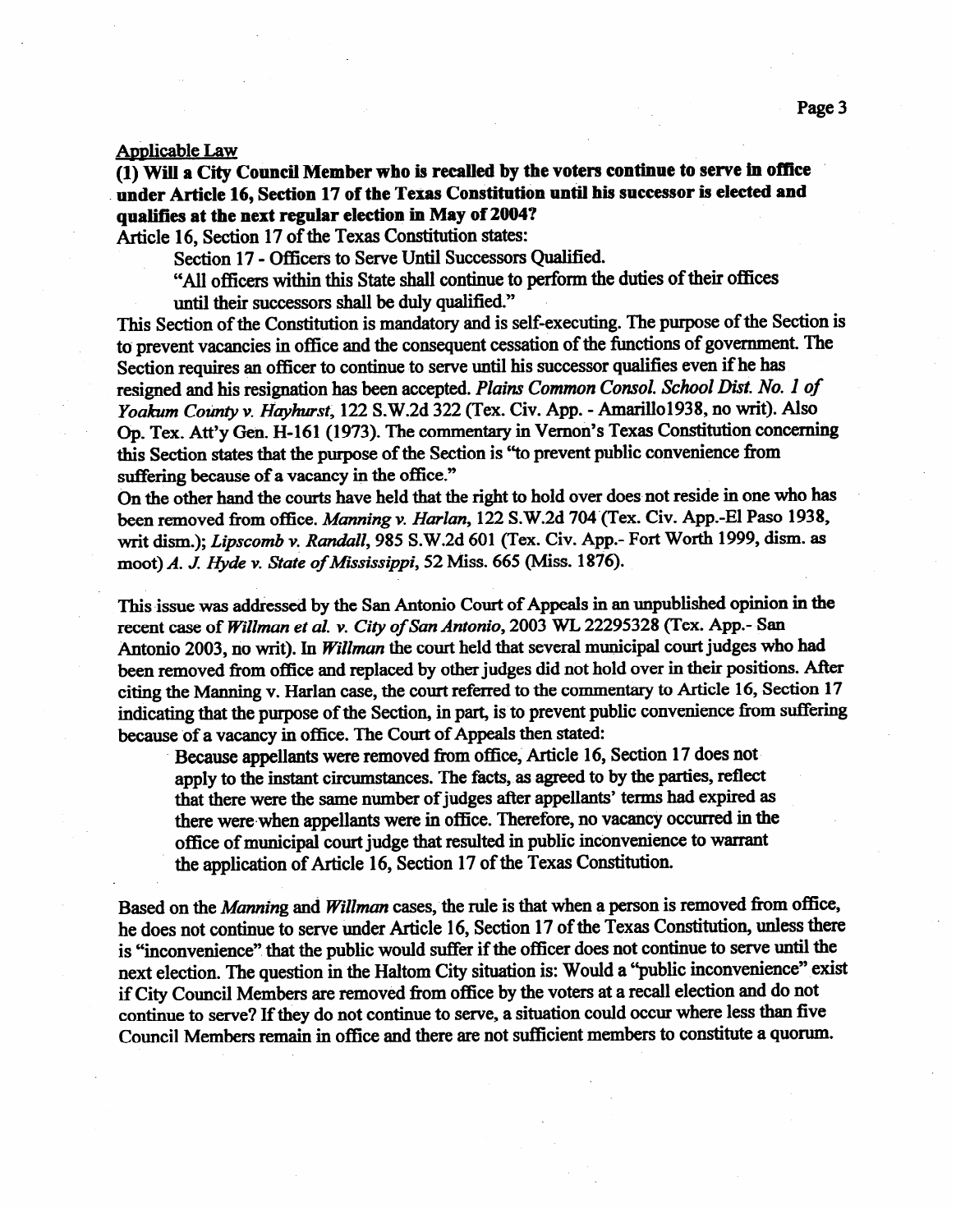Applicable Law

**(1) Will a City Council Member who is recalled by the voters continue to serve in office under Article 16, Section 17 of the Texas Constitution until his successor is elected and qualifies at the next regular election in May of 2004?**

Article 16, Section 17 of the Texas Constitution states:

> Section 17 - Officers to Serve Until Successors Qualified.
>
> "All officers within this State shall continue to perform the duties of their offices until their successors shall be duly qualified."

This Section of the Constitution is mandatory and is self-executing. The purpose of the Section is to prevent vacancies in office and the consequent cessation of the functions of government. The Section requires an officer to continue to serve until his successor qualifies even if he has resigned and his resignation has been accepted. *Plains Common Consol. School Dist. No. 1 of Yoakum County v. Hayhurst*, 122 S.W.2d 322 (Tex. Civ. App. - Amarillo1938, no writ). Also Op. Tex. Att'y Gen. H-161 (1973). The commentary in Vernon's Texas Constitution concerning this Section states that the purpose of the Section is "to prevent public convenience from suffering because of a vacancy in the office."

On the other hand the courts have held that the right to hold over does not reside in one who has been removed from office. *Manning v. Harlan*, 122 S.W.2d 704 (Tex. Civ. App.-El Paso 1938, writ dism.); *Lipscomb v. Randall*, 985 S.W.2d 601 (Tex. Civ. App.- Fort Worth 1999, dism. as moot) *A. J. Hyde v. State of Mississippi*, 52 Miss. 665 (Miss. 1876).

This issue was addressed by the San Antonio Court of Appeals in an unpublished opinion in the recent case of *Willman et al. v. City of San Antonio*, 2003 WL 22295328 (Tex. App.- San Antonio 2003, no writ). In *Willman* the court held that several municipal court judges who had been removed from office and replaced by other judges did not hold over in their positions. After citing the Manning v. Harlan case, the court referred to the commentary to Article 16, Section 17 indicating that the purpose of the Section, in part, is to prevent public convenience from suffering because of a vacancy in office. The Court of Appeals then stated:

> Because appellants were removed from office, Article 16, Section 17 does not apply to the instant circumstances. The facts, as agreed to by the parties, reflect that there were the same number of judges after appellants' terms had expired as there were when appellants were in office. Therefore, no vacancy occurred in the office of municipal court judge that resulted in public inconvenience to warrant the application of Article 16, Section 17 of the Texas Constitution.

Based on the *Manning* and *Willman* cases, the rule is that when a person is removed from office, he does not continue to serve under Article 16, Section 17 of the Texas Constitution, unless there is "inconvenience" that the public would suffer if the officer does not continue to serve until the next election. The question in the Haltom City situation is: Would a "public inconvenience" exist if City Council Members are removed from office by the voters at a recall election and do not continue to serve? If they do not continue to serve, a situation could occur where less than five Council Members remain in office and there are not sufficient members to constitute a quorum.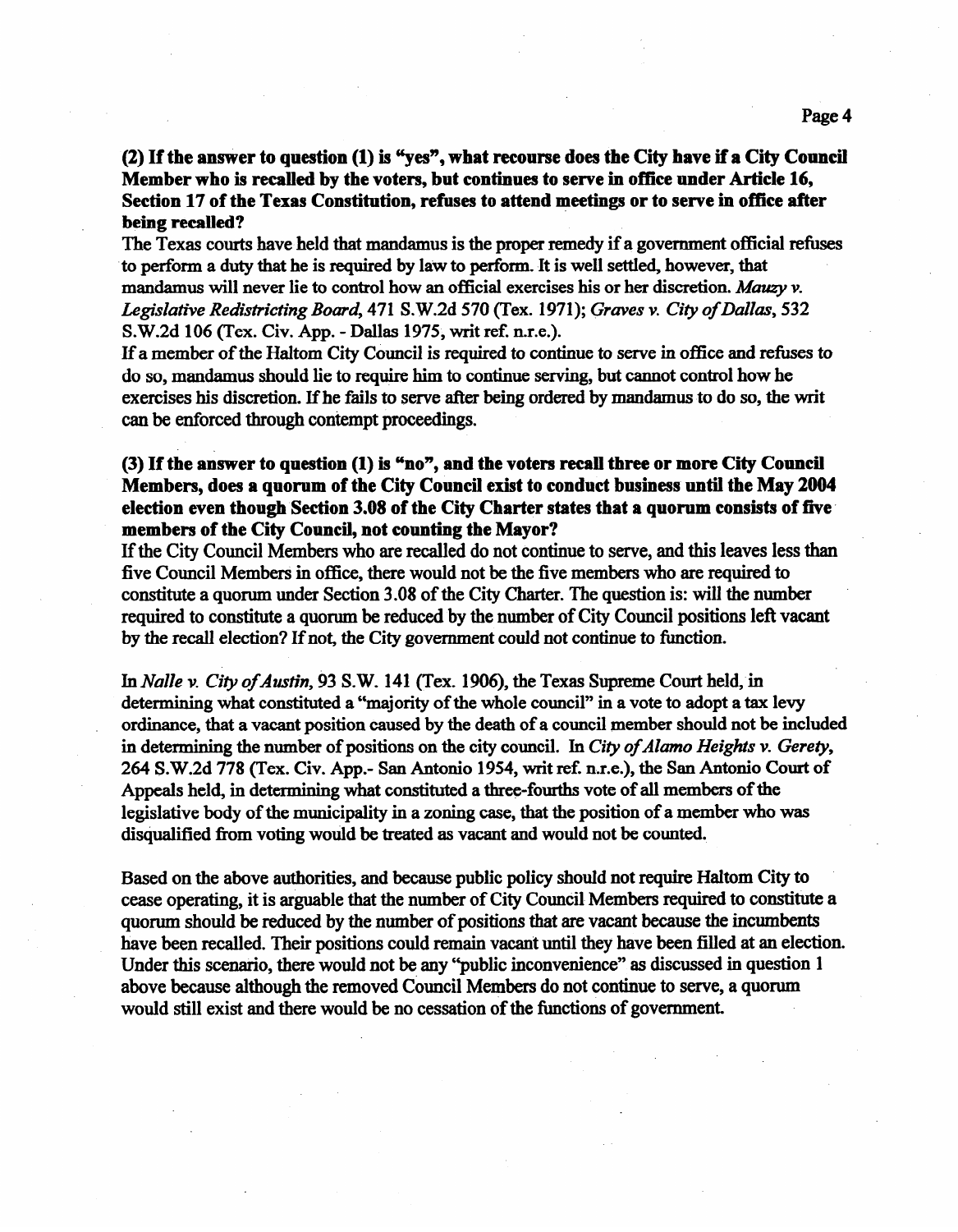**(2) If the answer to question (1) is "yes", what recourse does the City have if a City Council Member who is recalled by the voters, but continues to serve in office under Article 16, Section 17 of the Texas Constitution, refuses to attend meetings or to serve in office after being recalled?**

The Texas courts have held that mandamus is the proper remedy if a government official refuses to perform a duty that he is required by law to perform. It is well settled, however, that mandamus will never lie to control how an official exercises his or her discretion. *Mauzy v. Legislative Redistricting Board*, 471 S.W.2d 570 (Tex. 1971); *Graves v. City of Dallas*, 532 S.W.2d 106 (Tex. Civ. App. - Dallas 1975, writ ref. n.r.e.).

If a member of the Haltom City Council is required to continue to serve in office and refuses to do so, mandamus should lie to require him to continue serving, but cannot control how he exercises his discretion. If he fails to serve after being ordered by mandamus to do so, the writ can be enforced through contempt proceedings.

**(3) If the answer to question (1) is "no", and the voters recall three or more City Council Members, does a quorum of the City Council exist to conduct business until the May 2004 election even though Section 3.08 of the City Charter states that a quorum consists of five members of the City Council, not counting the Mayor?**

If the City Council Members who are recalled do not continue to serve, and this leaves less than five Council Members in office, there would not be the five members who are required to constitute a quorum under Section 3.08 of the City Charter. The question is: will the number required to constitute a quorum be reduced by the number of City Council positions left vacant by the recall election? If not, the City government could not continue to function.

In *Nalle v. City of Austin*, 93 S.W. 141 (Tex. 1906), the Texas Supreme Court held, in determining what constituted a "majority of the whole council" in a vote to adopt a tax levy ordinance, that a vacant position caused by the death of a council member should not be included in determining the number of positions on the city council. In *City of Alamo Heights v. Gerety*, 264 S.W.2d 778 (Tex. Civ. App.- San Antonio 1954, writ ref. n.r.e.), the San Antonio Court of Appeals held, in determining what constituted a three-fourths vote of all members of the legislative body of the municipality in a zoning case, that the position of a member who was disqualified from voting would be treated as vacant and would not be counted.

Based on the above authorities, and because public policy should not require Haltom City to cease operating, it is arguable that the number of City Council Members required to constitute a quorum should be reduced by the number of positions that are vacant because the incumbents have been recalled. Their positions could remain vacant until they have been filled at an election. Under this scenario, there would not be any "public inconvenience" as discussed in question 1 above because although the removed Council Members do not continue to serve, a quorum would still exist and there would be no cessation of the functions of government.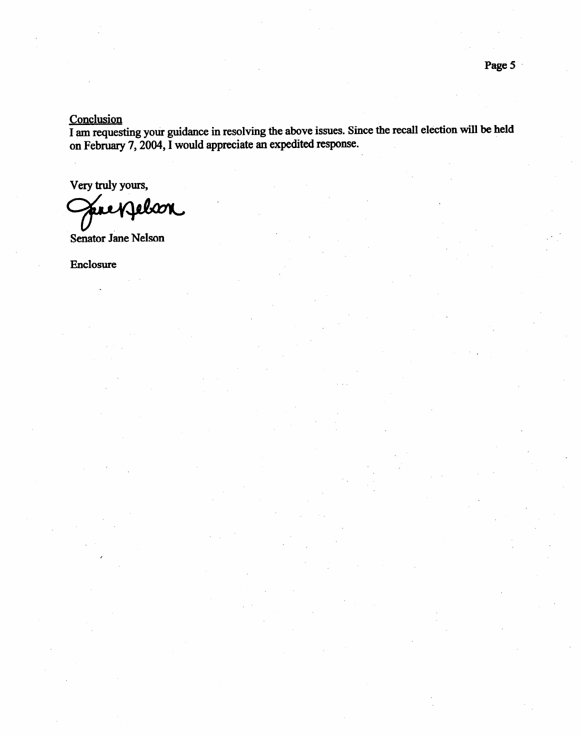<u>Conclusion</u>

I am requesting your guidance in resolving the above issues. Since the recall election will be held on February 7, 2004, I would appreciate an expedited response.

Very truly yours,

Jane Nelson

Senator Jane Nelson

Enclosure